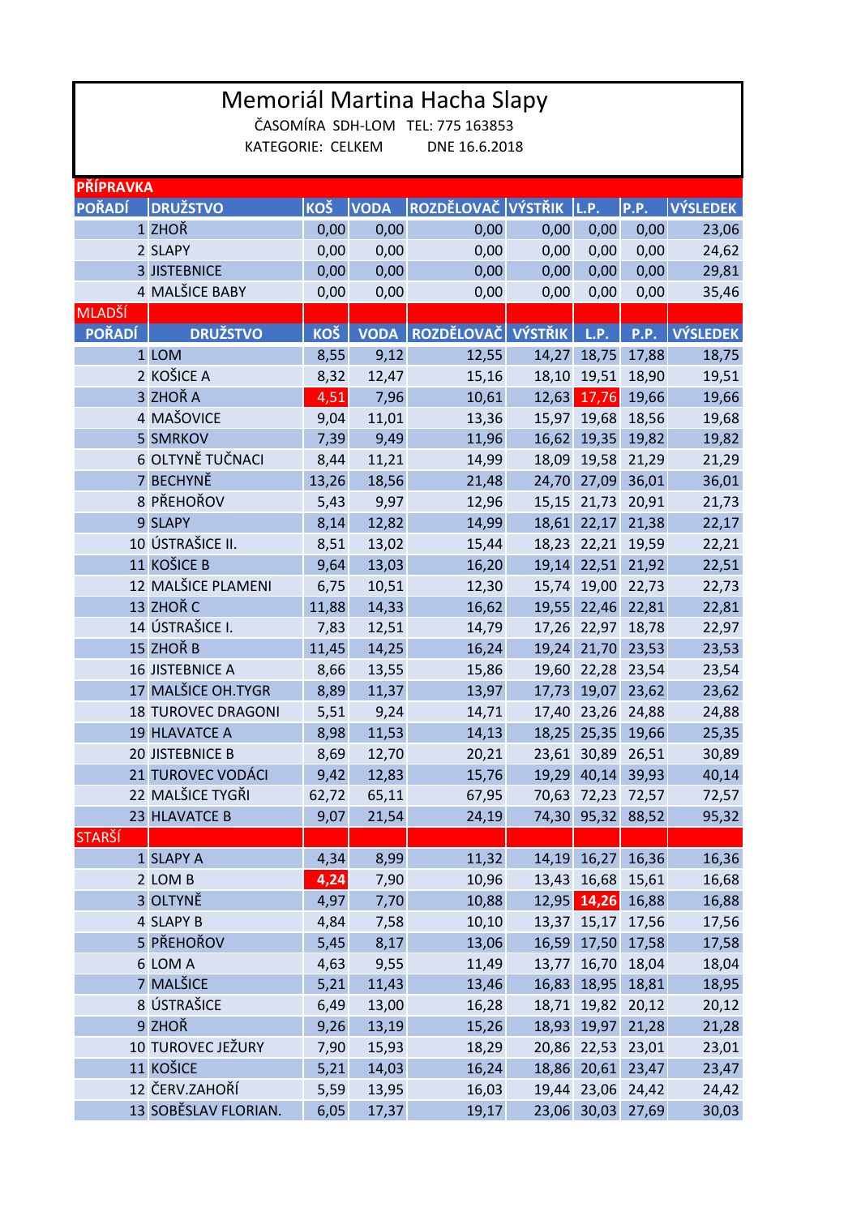# Memoriál Martina Hacha Slapy

ČASOMÍRA SDH-LOM TEL: 775 163853

KATEGORIE: CELKEM DNE 16.6.2018

| PŘÍPRAVKA | | | | | | | | |
|---|---|---|---|---|---|---|---|---|
| **POŘADÍ** | **DRUŽSTVO** | **KOŠ** | **VODA** | **ROZDĚLOVAČ** | **VÝSTŘIK** | **L.P.** | **P.P.** | **VÝSLEDEK** |
| 1 | ZHOŘ | 0,00 | 0,00 | 0,00 | 0,00 | 0,00 | 0,00 | 23,06 |
| 2 | SLAPY | 0,00 | 0,00 | 0,00 | 0,00 | 0,00 | 0,00 | 24,62 |
| 3 | JISTEBNICE | 0,00 | 0,00 | 0,00 | 0,00 | 0,00 | 0,00 | 29,81 |
| 4 | MALŠICE BABY | 0,00 | 0,00 | 0,00 | 0,00 | 0,00 | 0,00 | 35,46 |
| MLADŠÍ | | | | | | | | |
| **POŘADÍ** | **DRUŽSTVO** | **KOŠ** | **VODA** | **ROZDĚLOVAČ** | **VÝSTŘIK** | **L.P.** | **P.P.** | **VÝSLEDEK** |
| 1 | LOM | 8,55 | 9,12 | 12,55 | 14,27 | 18,75 | 17,88 | 18,75 |
| 2 | KOŠICE A | 8,32 | 12,47 | 15,16 | 18,10 | 19,51 | 18,90 | 19,51 |
| 3 | ZHOŘ A | 4,51 | 7,96 | 10,61 | 12,63 | 17,76 | 19,66 | 19,66 |
| 4 | MAŠOVICE | 9,04 | 11,01 | 13,36 | 15,97 | 19,68 | 18,56 | 19,68 |
| 5 | SMRKOV | 7,39 | 9,49 | 11,96 | 16,62 | 19,35 | 19,82 | 19,82 |
| 6 | OLTYNĚ TUČNACI | 8,44 | 11,21 | 14,99 | 18,09 | 19,58 | 21,29 | 21,29 |
| 7 | BECHYNĚ | 13,26 | 18,56 | 21,48 | 24,70 | 27,09 | 36,01 | 36,01 |
| 8 | PŘEHOŘOV | 5,43 | 9,97 | 12,96 | 15,15 | 21,73 | 20,91 | 21,73 |
| 9 | SLAPY | 8,14 | 12,82 | 14,99 | 18,61 | 22,17 | 21,38 | 22,17 |
| 10 | ÚSTRAŠICE II. | 8,51 | 13,02 | 15,44 | 18,23 | 22,21 | 19,59 | 22,21 |
| 11 | KOŠICE B | 9,64 | 13,03 | 16,20 | 19,14 | 22,51 | 21,92 | 22,51 |
| 12 | MALŠICE PLAMENI | 6,75 | 10,51 | 12,30 | 15,74 | 19,00 | 22,73 | 22,73 |
| 13 | ZHOŘ C | 11,88 | 14,33 | 16,62 | 19,55 | 22,46 | 22,81 | 22,81 |
| 14 | ÚSTRAŠICE I. | 7,83 | 12,51 | 14,79 | 17,26 | 22,97 | 18,78 | 22,97 |
| 15 | ZHOŘ B | 11,45 | 14,25 | 16,24 | 19,24 | 21,70 | 23,53 | 23,53 |
| 16 | JISTEBNICE A | 8,66 | 13,55 | 15,86 | 19,60 | 22,28 | 23,54 | 23,54 |
| 17 | MALŠICE OH.TYGR | 8,89 | 11,37 | 13,97 | 17,73 | 19,07 | 23,62 | 23,62 |
| 18 | TUROVEC DRAGONI | 5,51 | 9,24 | 14,71 | 17,40 | 23,26 | 24,88 | 24,88 |
| 19 | HLAVATCE A | 8,98 | 11,53 | 14,13 | 18,25 | 25,35 | 19,66 | 25,35 |
| 20 | JISTEBNICE B | 8,69 | 12,70 | 20,21 | 23,61 | 30,89 | 26,51 | 30,89 |
| 21 | TUROVEC VODÁCI | 9,42 | 12,83 | 15,76 | 19,29 | 40,14 | 39,93 | 40,14 |
| 22 | MALŠICE TYGŘI | 62,72 | 65,11 | 67,95 | 70,63 | 72,23 | 72,57 | 72,57 |
| 23 | HLAVATCE B | 9,07 | 21,54 | 24,19 | 74,30 | 95,32 | 88,52 | 95,32 |
| STARŠÍ | | | | | | | | |
| 1 | SLAPY A | 4,34 | 8,99 | 11,32 | 14,19 | 16,27 | 16,36 | 16,36 |
| 2 | LOM B | 4,24 | 7,90 | 10,96 | 13,43 | 16,68 | 15,61 | 16,68 |
| 3 | OLTYNĚ | 4,97 | 7,70 | 10,88 | 12,95 | 14,26 | 16,88 | 16,88 |
| 4 | SLAPY B | 4,84 | 7,58 | 10,10 | 13,37 | 15,17 | 17,56 | 17,56 |
| 5 | PŘEHOŘOV | 5,45 | 8,17 | 13,06 | 16,59 | 17,50 | 17,58 | 17,58 |
| 6 | LOM A | 4,63 | 9,55 | 11,49 | 13,77 | 16,70 | 18,04 | 18,04 |
| 7 | MALŠICE | 5,21 | 11,43 | 13,46 | 16,83 | 18,95 | 18,81 | 18,95 |
| 8 | ÚSTRAŠICE | 6,49 | 13,00 | 16,28 | 18,71 | 19,82 | 20,12 | 20,12 |
| 9 | ZHOŘ | 9,26 | 13,19 | 15,26 | 18,93 | 19,97 | 21,28 | 21,28 |
| 10 | TUROVEC JEŽURY | 7,90 | 15,93 | 18,29 | 20,86 | 22,53 | 23,01 | 23,01 |
| 11 | KOŠICE | 5,21 | 14,03 | 16,24 | 18,86 | 20,61 | 23,47 | 23,47 |
| 12 | ČERV.ZAHOŘÍ | 5,59 | 13,95 | 16,03 | 19,44 | 23,06 | 24,42 | 24,42 |
| 13 | SOBĚSLAV FLORIAN. | 6,05 | 17,37 | 19,17 | 23,06 | 30,03 | 27,69 | 30,03 |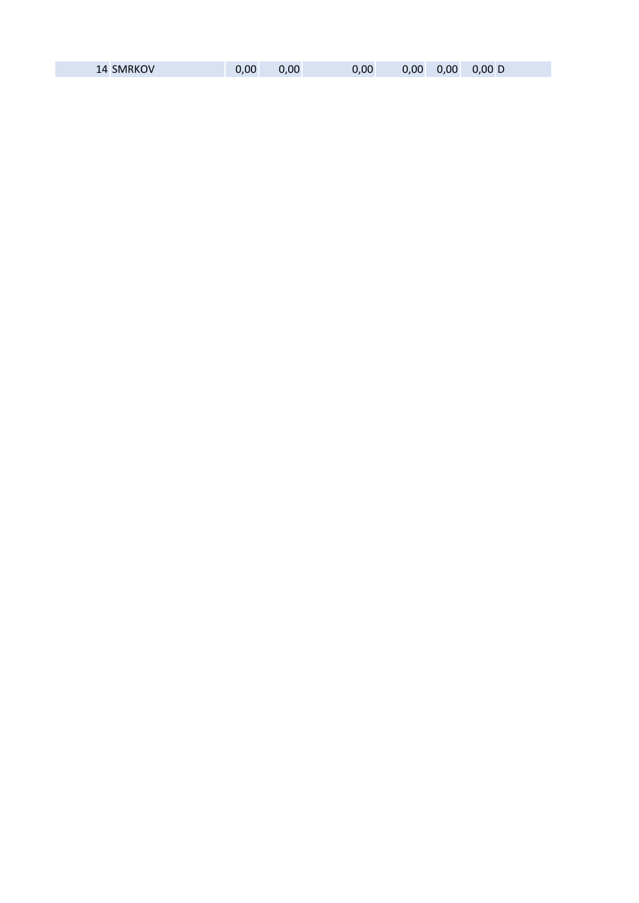| | | | | | | | | |
|---|---|---|---|---|---|---|---|---|
| 14 | SMRKOV | 0,00 | 0,00 | 0,00 | 0,00 | 0,00 | 0,00 | D |